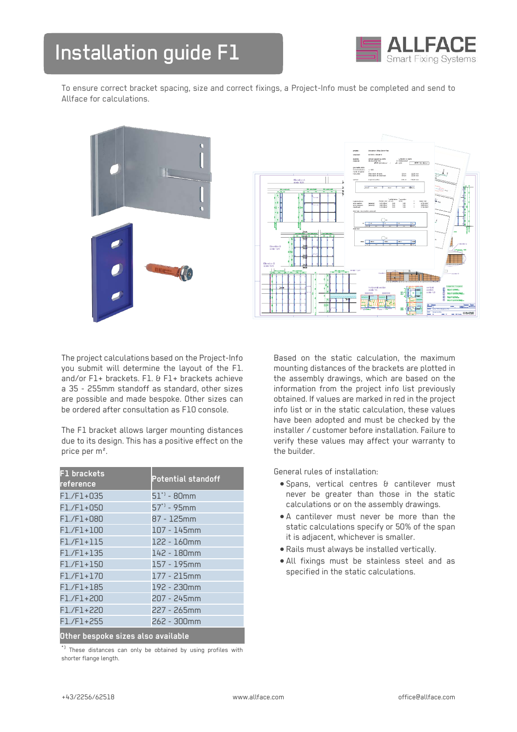# Installation guide F1

ALLFACE
Smart Fixing Systems

To ensure correct bracket spacing, size and correct fixings, a Project-Info must be completed and send to Allface for calculations.

The project calculations based on the Project-Info you submit will determine the layout of the F1. and/or F1+ brackets. F1. & F1+ brackets achieve a 35 - 255mm standoff as standard, other sizes are possible and made bespoke. Other sizes can be ordered after consultation as F10 console.

The F1 bracket allows larger mounting distances due to its design. This has a positive effect on the price per m².

| F1 brackets reference | Potential standoff |
|---|---|
| F1./F1+035 | 51*) - 80mm |
| F1./F1+050 | 57*) - 95mm |
| F1./F1+080 | 87 - 125mm |
| F1./F1+100 | 107 - 145mm |
| F1./F1+115 | 122 - 160mm |
| F1./F1+135 | 142 - 180mm |
| F1./F1+150 | 157 - 195mm |
| F1./F1+170 | 177 - 215mm |
| F1./F1+185 | 192 - 230mm |
| F1./F1+200 | 207 - 245mm |
| F1./F1+220 | 227 - 265mm |
| F1./F1+255 | 262 - 300mm |
| **Other bespoke sizes also available** | |

*) These distances can only be obtained by using profiles with shorter flange length.

Based on the static calculation, the maximum mounting distances of the brackets are plotted in the assembly drawings, which are based on the information from the project info list previously obtained. If values are marked in red in the project info list or in the static calculation, these values have been adopted and must be checked by the installer / customer before installation. Failure to verify these values may affect your warranty to the builder.

General rules of installation:

- Spans, vertical centres & cantilever must never be greater than those in the static calculations or on the assembly drawings.
- A cantilever must never be more than the static calculations specify or 50% of the span it is adjacent, whichever is smaller.
- Rails must always be installed vertically.
- All fixings must be stainless steel and as specified in the static calculations.

+43/2256/62518 www.allface.com office@allface.com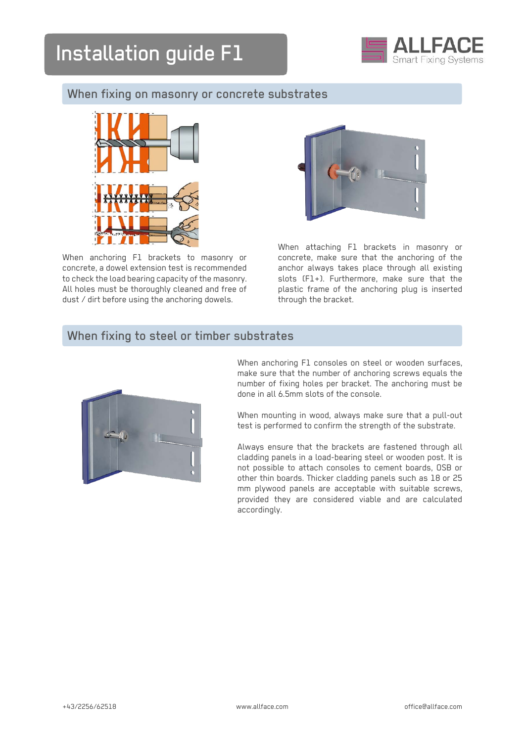# Installation guide F1

## When fixing on masonry or concrete substrates

When anchoring F1 brackets to masonry or concrete, a dowel extension test is recommended to check the load bearing capacity of the masonry. All holes must be thoroughly cleaned and free of dust / dirt before using the anchoring dowels.

When attaching F1 brackets in masonry or concrete, make sure that the anchoring of the anchor always takes place through all existing slots (F1+). Furthermore, make sure that the plastic frame of the anchoring plug is inserted through the bracket.

## When fixing to steel or timber substrates

When anchoring F1 consoles on steel or wooden surfaces, make sure that the number of anchoring screws equals the number of fixing holes per bracket. The anchoring must be done in all 6.5mm slots of the console.

When mounting in wood, always make sure that a pull-out test is performed to confirm the strength of the substrate.

Always ensure that the brackets are fastened through all cladding panels in a load-bearing steel or wooden post. It is not possible to attach consoles to cement boards, OSB or other thin boards. Thicker cladding panels such as 18 or 25 mm plywood panels are acceptable with suitable screws, provided they are considered viable and are calculated accordingly.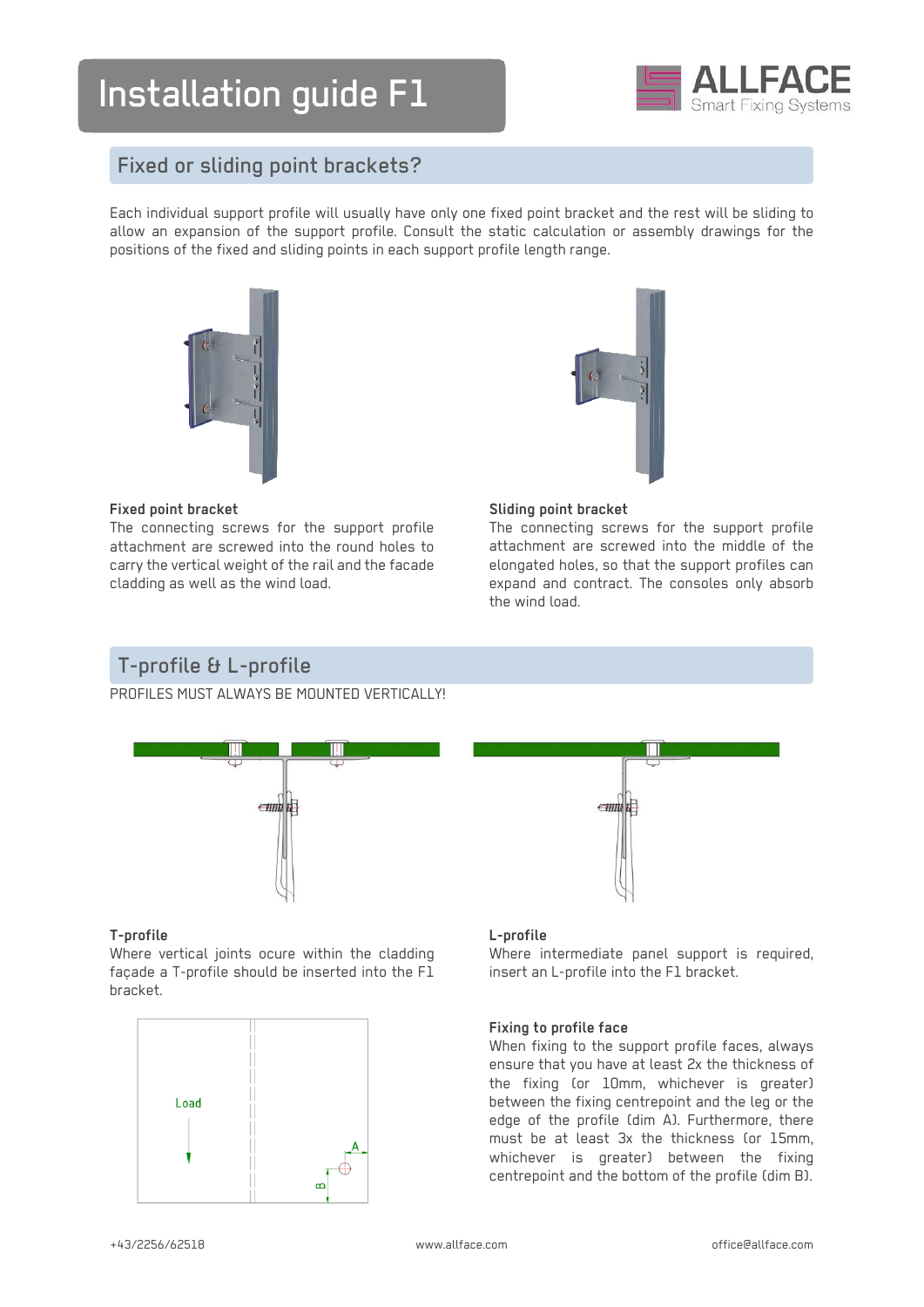# Installation guide F1

## Fixed or sliding point brackets?

Each individual support profile will usually have only one fixed point bracket and the rest will be sliding to allow an expansion of the support profile. Consult the static calculation or assembly drawings for the positions of the fixed and sliding points in each support profile length range.

**Fixed point bracket**
The connecting screws for the support profile attachment are screwed into the round holes to carry the vertical weight of the rail and the facade cladding as well as the wind load.

**Sliding point bracket**
The connecting screws for the support profile attachment are screwed into the middle of the elongated holes, so that the support profiles can expand and contract. The consoles only absorb the wind load.

## T-profile & L-profile

PROFILES MUST ALWAYS BE MOUNTED VERTICALLY!

**T-profile**
Where vertical joints ocure within the cladding façade a T-profile should be inserted into the F1 bracket.

**L-profile**
Where intermediate panel support is required, insert an L-profile into the F1 bracket.

Load

A

B

**Fixing to profile face**
When fixing to the support profile faces, always ensure that you have at least 2x the thickness of the fixing (or 10mm, whichever is greater) between the fixing centrepoint and the leg or the edge of the profile (dim A). Furthermore, there must be at least 3x the thickness (or 15mm, whichever is greater) between the fixing centrepoint and the bottom of the profile (dim B).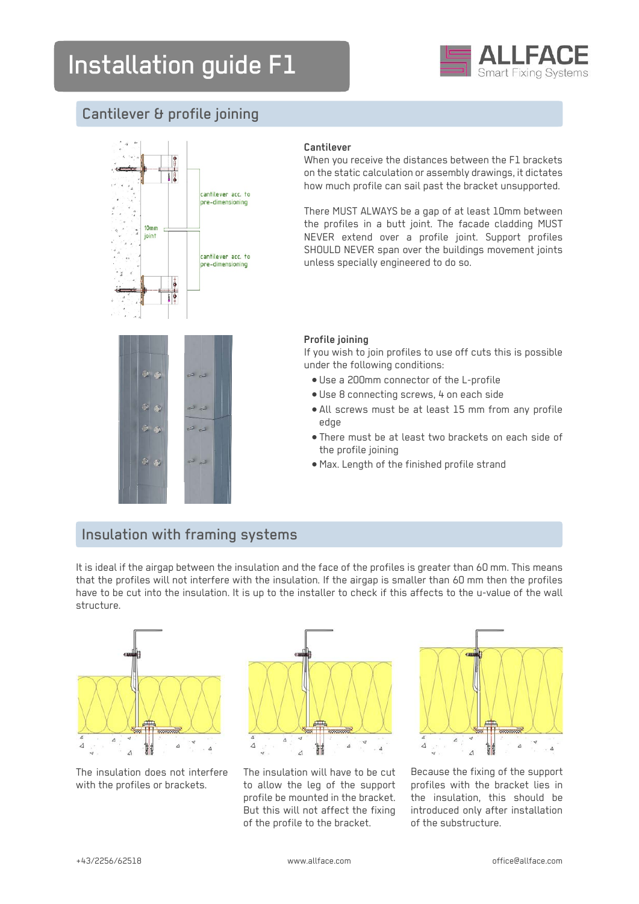# Installation guide F1

## Cantilever & profile joining

cantilever acc. to pre-dimensioning

10mm joint

cantilever acc. to pre-dimensioning

### Cantilever

When you receive the distances between the F1 brackets on the static calculation or assembly drawings, it dictates how much profile can sail past the bracket unsupported.

There MUST ALWAYS be a gap of at least 10mm between the profiles in a butt joint. The facade cladding MUST NEVER extend over a profile joint. Support profiles SHOULD NEVER span over the buildings movement joints unless specially engineered to do so.

### Profile joining

If you wish to join profiles to use off cuts this is possible under the following conditions:

- Use a 200mm connector of the L-profile
- Use 8 connecting screws, 4 on each side
- All screws must be at least 15 mm from any profile edge
- There must be at least two brackets on each side of the profile joining
- Max. Length of the finished profile strand

## Insulation with framing systems

It is ideal if the airgap between the insulation and the face of the profiles is greater than 60 mm. This means that the profiles will not interfere with the insulation. If the airgap is smaller than 60 mm then the profiles have to be cut into the insulation. It is up to the installer to check if this affects to the u-value of the wall structure.

The insulation does not interfere with the profiles or brackets.

The insulation will have to be cut to allow the leg of the support profile be mounted in the bracket. But this will not affect the fixing of the profile to the bracket.

Because the fixing of the support profiles with the bracket lies in the insulation, this should be introduced only after installation of the substructure.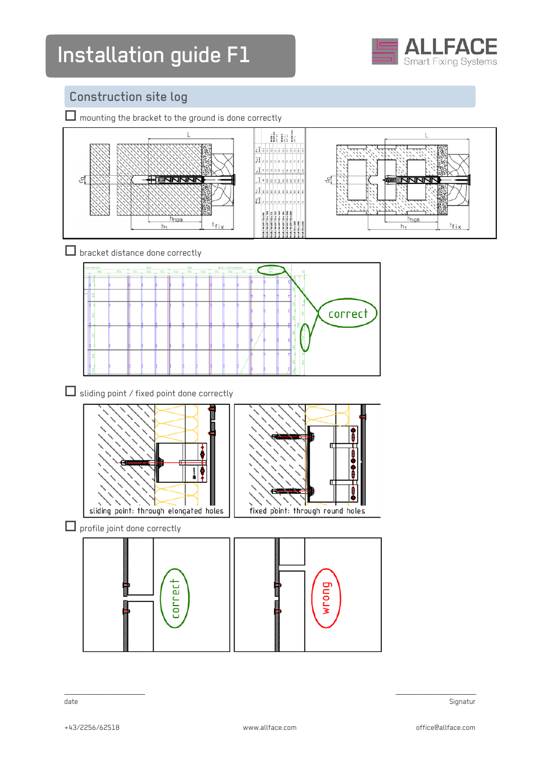# Installation guide F1

ALLFACE
Smart Fixing Systems

## Construction site log

☐ mounting the bracket to the ground is done correctly

L
$d_0$
$h_{nom}$
$h_1$
$t_{fix}$

☐ bracket distance done correctly

correct

☐ sliding point / fixed point done correctly

sliding point: through elongated holes

fixed point: through round holes

☐ profile joint done correctly

correct

wrong

date

Signatur

+43/2256/62518

www.allface.com

office@allface.com